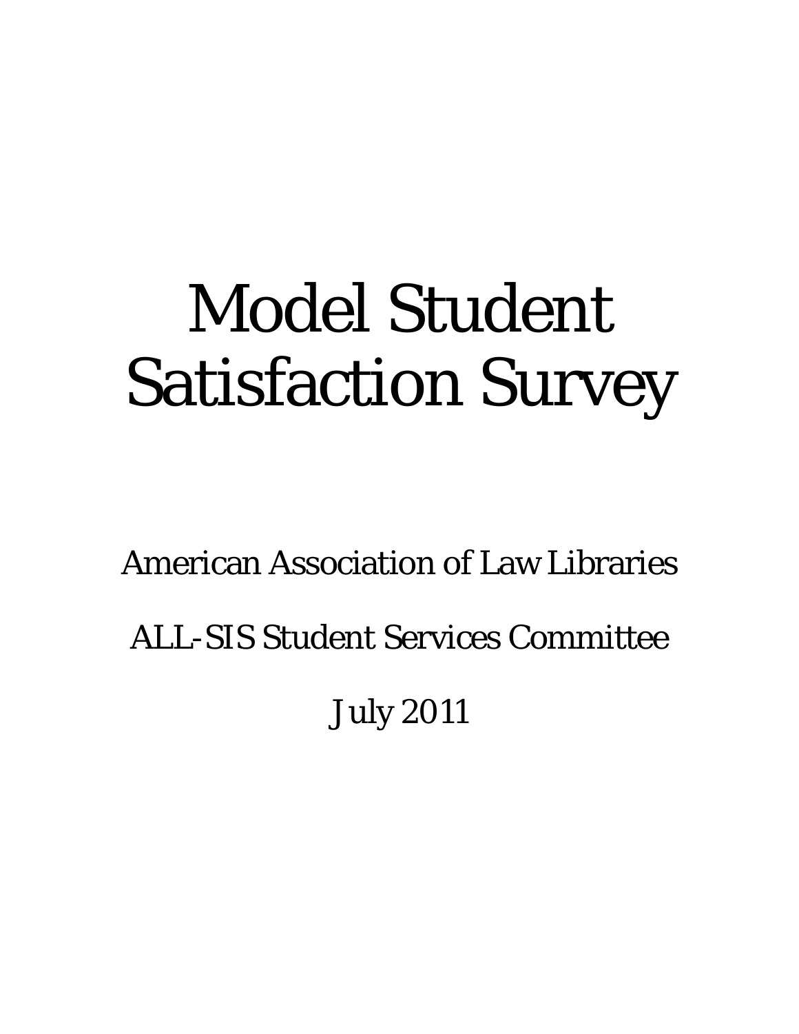# Model Student Satisfaction Survey

American Association of Law Libraries

ALL-SIS Student Services Committee

July 2011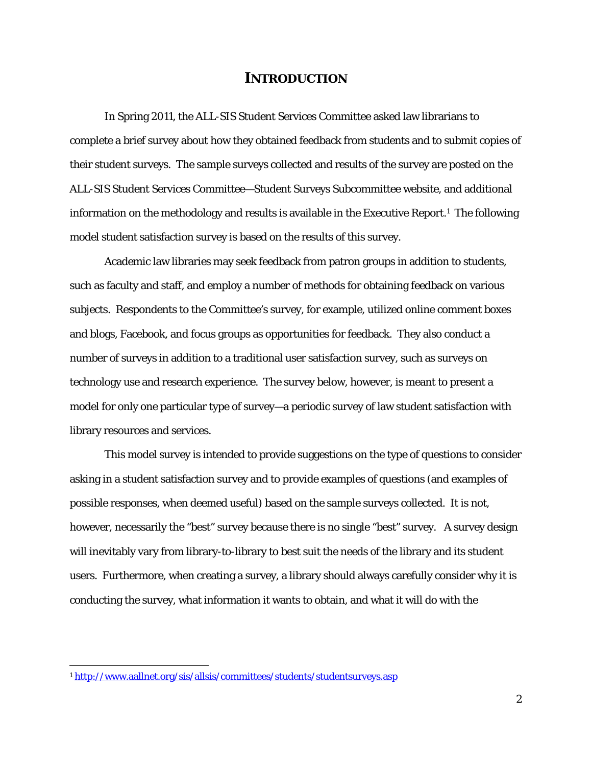# INTRODUCTION

In Spring 2011, the ALL-SIS Student Services Committee asked law librarians to complete a brief survey about how they obtained feedback from students and to submit copies of their student surveys. The sample surveys collected and results of the survey are posted on the ALL-SIS Student Services Committee—Student Surveys Subcommittee website, and additional information on the methodology and results is available in the Executive Report.[1] The following model student satisfaction survey is based on the results of this survey.

Academic law libraries may seek feedback from patron groups in addition to students, such as faculty and staff, and employ a number of methods for obtaining feedback on various subjects. Respondents to the Committee's survey, for example, utilized online comment boxes and blogs, Facebook, and focus groups as opportunities for feedback. They also conduct a number of surveys in addition to a traditional user satisfaction survey, such as surveys on technology use and research experience. The survey below, however, is meant to present a model for only one particular type of survey—a periodic survey of law student satisfaction with library resources and services.

This model survey is intended to provide suggestions on the type of questions to consider asking in a student satisfaction survey and to provide examples of questions (and examples of possible responses, when deemed useful) based on the sample surveys collected. It is not, however, necessarily the "best" survey because there is no single "best" survey. A survey design will inevitably vary from library-to-library to best suit the needs of the library and its student users. Furthermore, when creating a survey, a library should always carefully consider why it is conducting the survey, what information it wants to obtain, and what it will do with the

---

[1] http://www.aallnet.org/sis/allsis/committees/students/studentsurveys.asp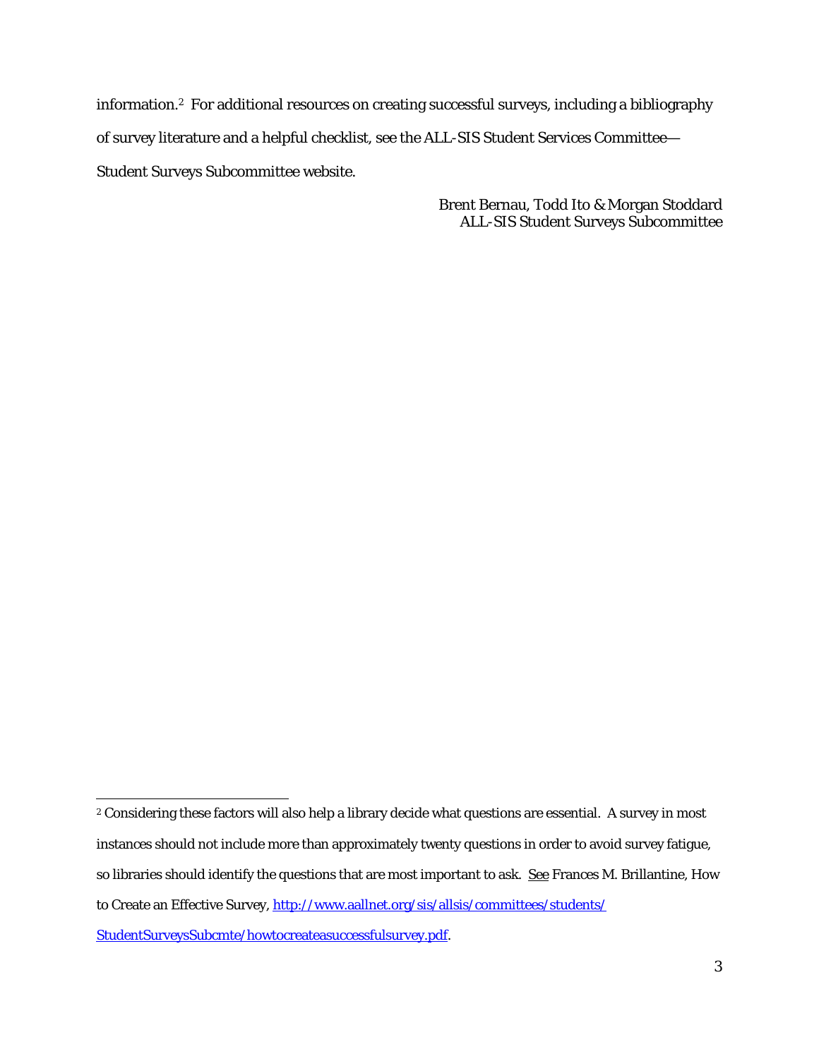information.[2] For additional resources on creating successful surveys, including a bibliography of survey literature and a helpful checklist, see the ALL-SIS Student Services Committee—Student Surveys Subcommittee website.

Brent Bernau, Todd Ito & Morgan Stoddard
ALL-SIS Student Surveys Subcommittee

---

[2] Considering these factors will also help a library decide what questions are essential. A survey in most instances should not include more than approximately twenty questions in order to avoid survey fatigue, so libraries should identify the questions that are most important to ask. See Frances M. Brillantine, How to Create an Effective Survey, http://www.aallnet.org/sis/allsis/committees/students/StudentSurveysSubcmte/howtocreateasuccessfulsurvey.pdf.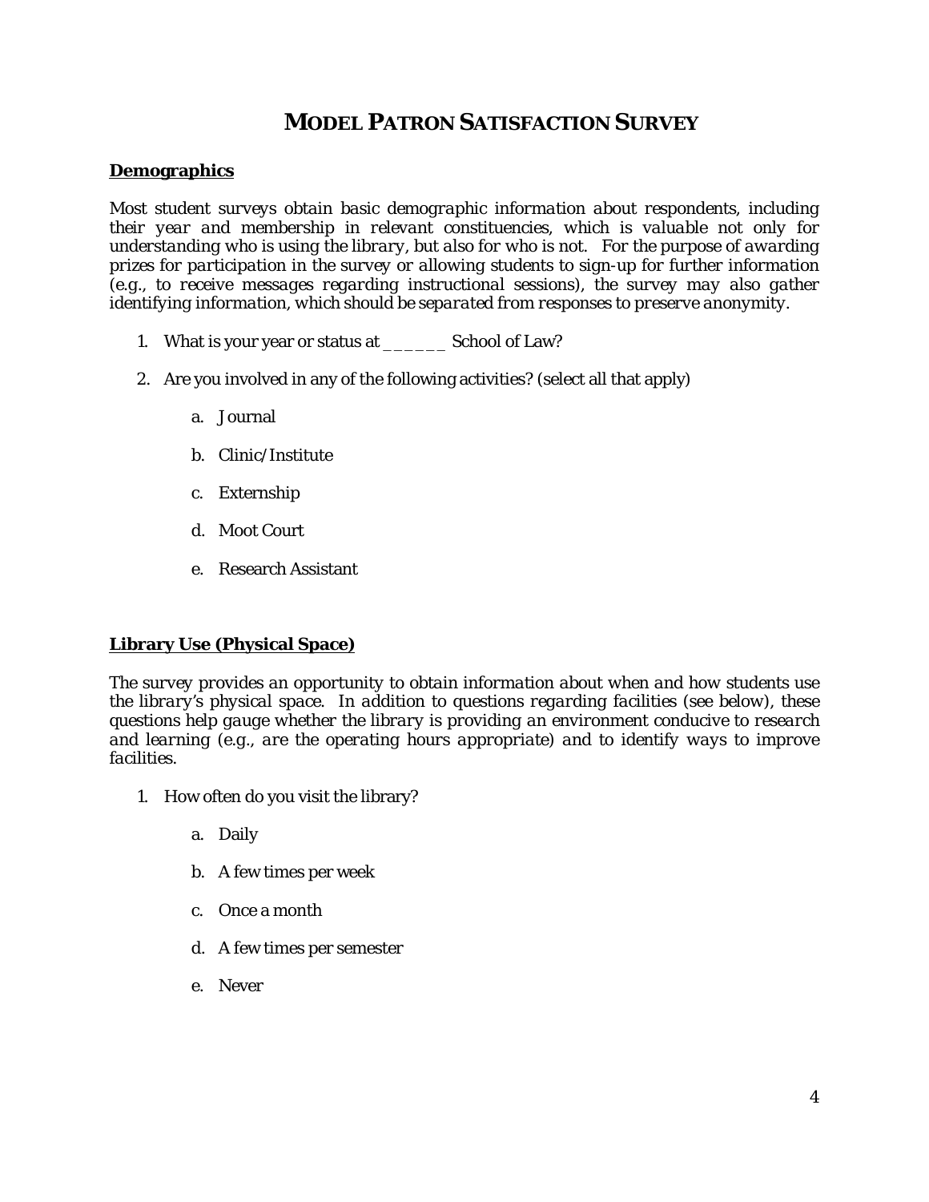# MODEL PATRON SATISFACTION SURVEY

**Demographics**

*Most student surveys obtain basic demographic information about respondents, including their year and membership in relevant constituencies, which is valuable not only for understanding who is using the library, but also for who is not. For the purpose of awarding prizes for participation in the survey or allowing students to sign-up for further information (e.g., to receive messages regarding instructional sessions), the survey may also gather identifying information, which should be separated from responses to preserve anonymity.*

1. What is your year or status at ______ School of Law?

2. Are you involved in any of the following activities? (select all that apply)

   a. Journal

   b. Clinic/Institute

   c. Externship

   d. Moot Court

   e. Research Assistant

**Library Use (Physical Space)**

*The survey provides an opportunity to obtain information about when and how students use the library's physical space. In addition to questions regarding facilities (see below), these questions help gauge whether the library is providing an environment conducive to research and learning (e.g., are the operating hours appropriate) and to identify ways to improve facilities.*

1. How often do you visit the library?

   a. Daily

   b. A few times per week

   c. Once a month

   d. A few times per semester

   e. Never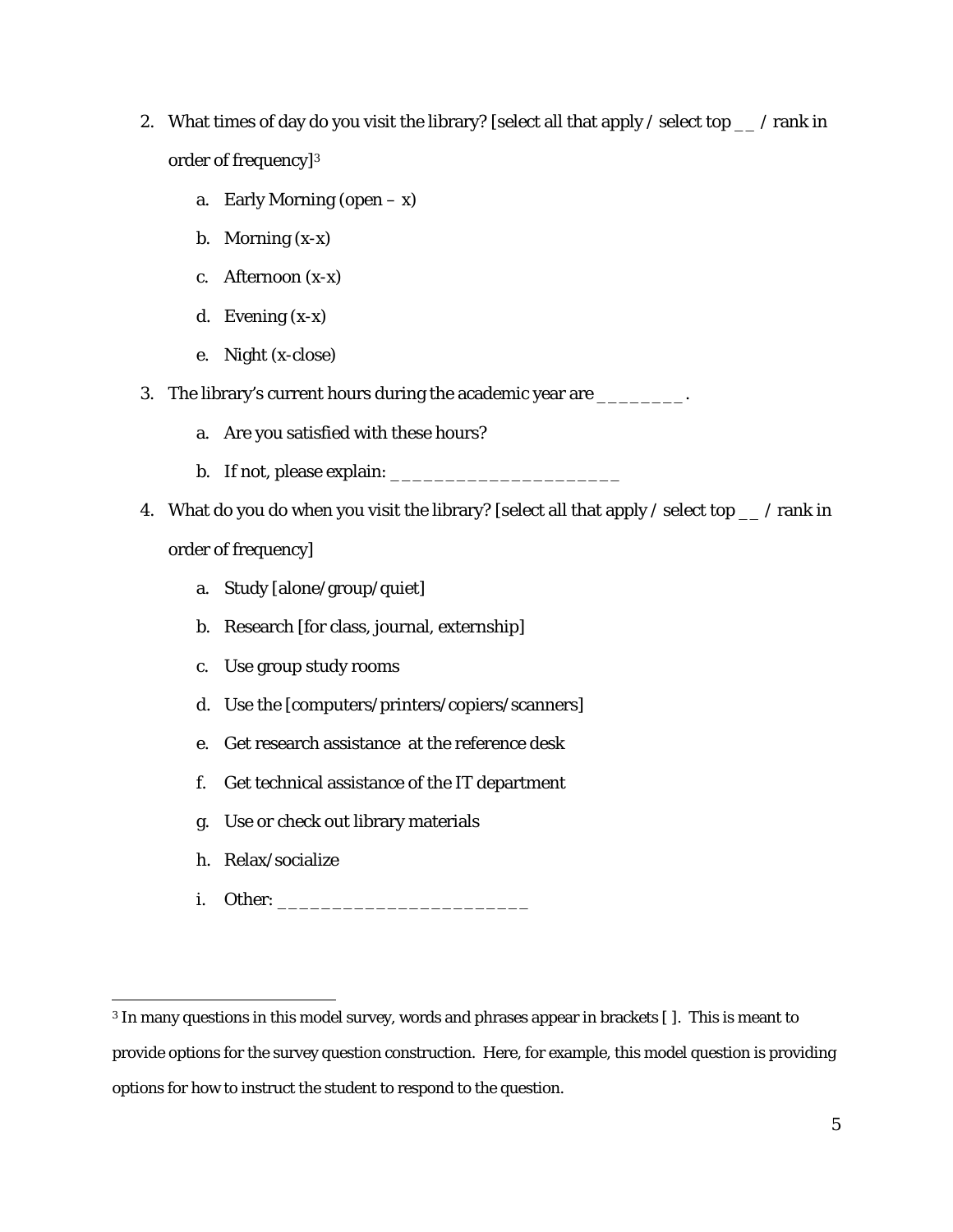2. What times of day do you visit the library? [select all that apply / select top __ / rank in order of frequency][3]
    a. Early Morning (open – x)
    b. Morning (x-x)
    c. Afternoon (x-x)
    d. Evening (x-x)
    e. Night (x-close)
3. The library's current hours during the academic year are ________.
    a. Are you satisfied with these hours?
    b. If not, please explain: _____________________
4. What do you do when you visit the library? [select all that apply / select top __ / rank in order of frequency]
    a. Study [alone/group/quiet]
    b. Research [for class, journal, externship]
    c. Use group study rooms
    d. Use the [computers/printers/copiers/scanners]
    e. Get research assistance at the reference desk
    f. Get technical assistance of the IT department
    g. Use or check out library materials
    h. Relax/socialize
    i. Other: ______________________

[3] In many questions in this model survey, words and phrases appear in brackets [ ]. This is meant to provide options for the survey question construction. Here, for example, this model question is providing options for how to instruct the student to respond to the question.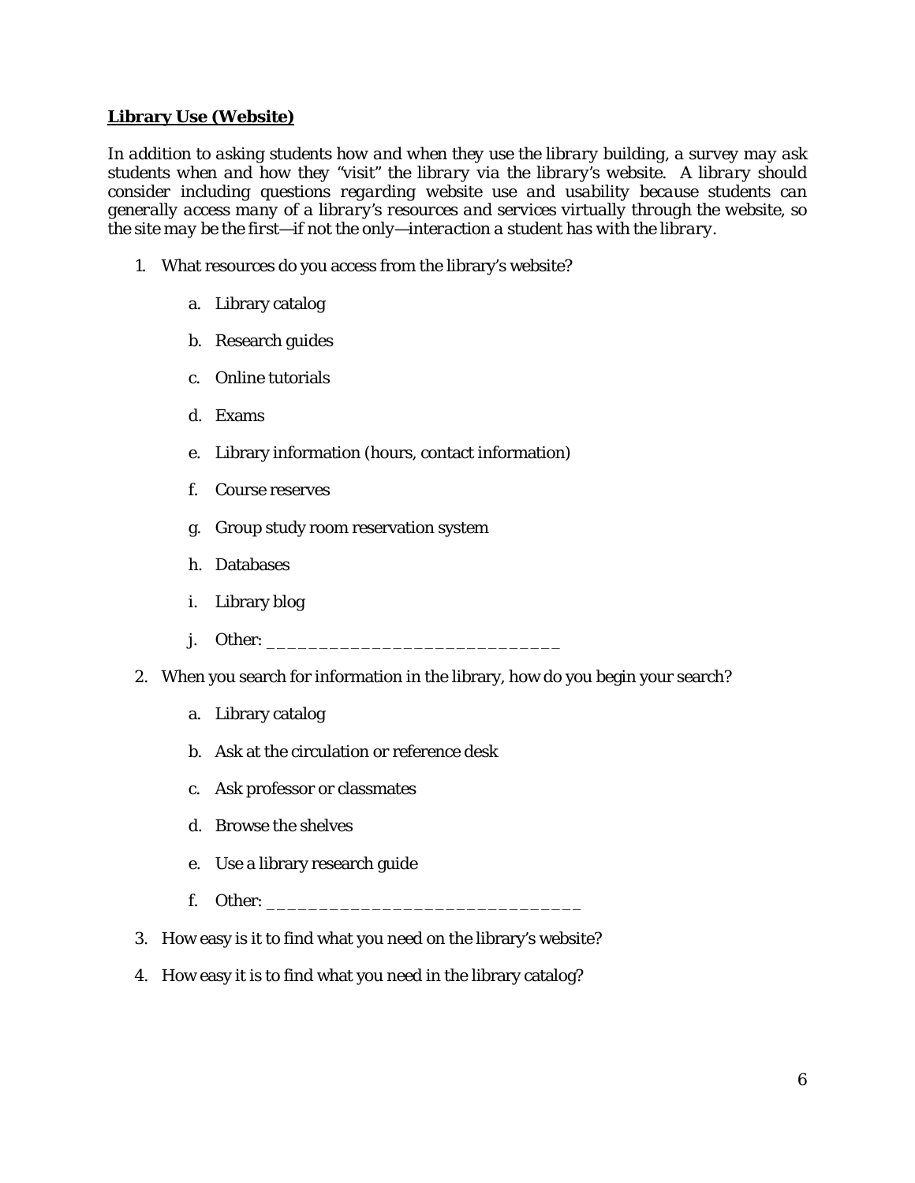**<u>Library Use (Website)</u>**

*In addition to asking students how and when they use the library building, a survey may ask students when and how they "visit" the library via the library's website. A library should consider including questions regarding website use and usability because students can generally access many of a library's resources and services virtually through the website, so the site may be the first—if not the only—interaction a student has with the library.*

1. What resources do you access from the library's website?

    a. Library catalog

    b. Research guides

    c. Online tutorials

    d. Exams

    e. Library information (hours, contact information)

    f. Course reserves

    g. Group study room reservation system

    h. Databases

    i. Library blog

    j. Other: ____________________________

2. When you search for information in the library, how do you begin your search?

    a. Library catalog

    b. Ask at the circulation or reference desk

    c. Ask professor or classmates

    d. Browse the shelves

    e. Use a library research guide

    f. Other: ______________________________

3. How easy is it to find what you need on the library's website?

4. How easy it is to find what you need in the library catalog?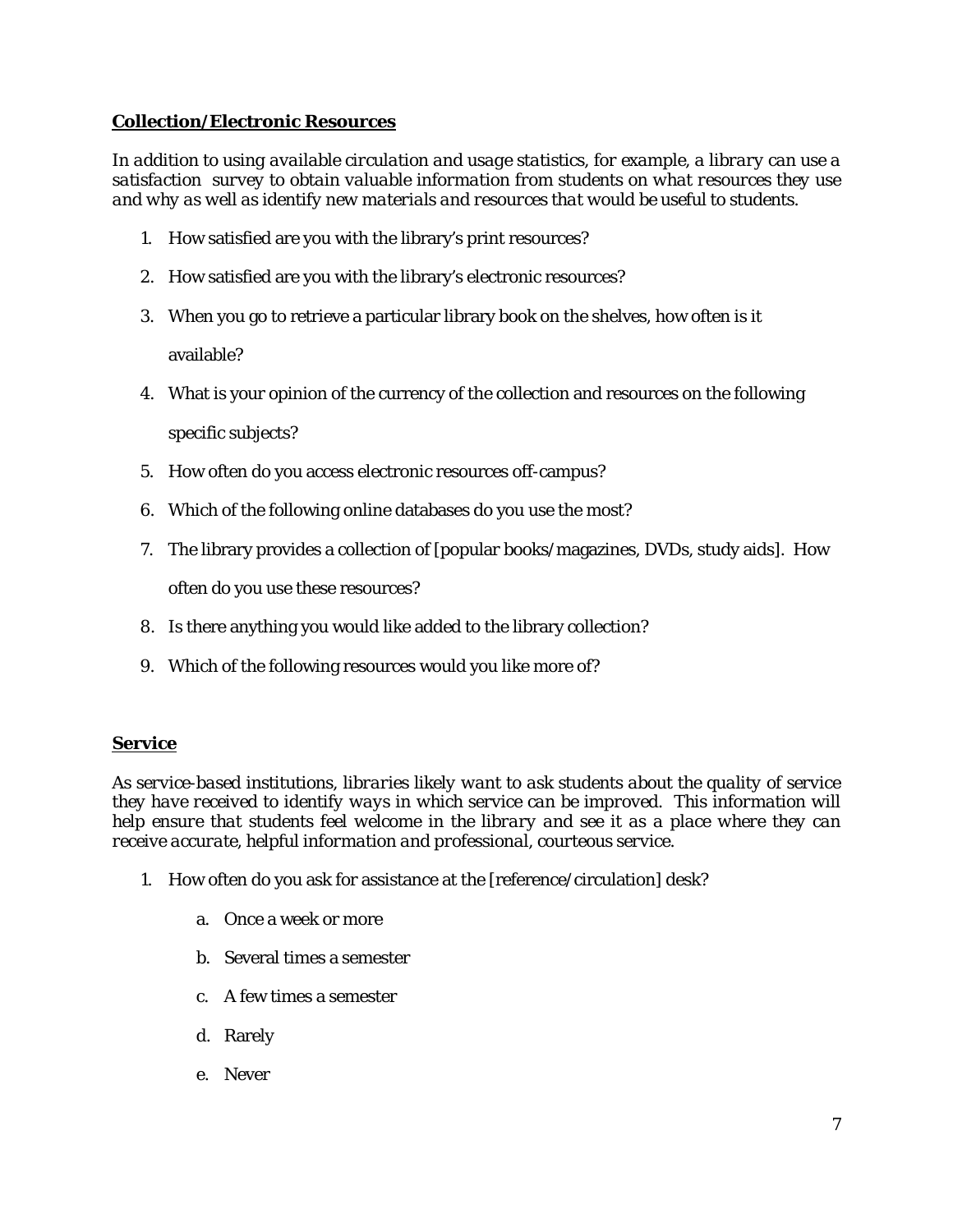**Collection/Electronic Resources**

*In addition to using available circulation and usage statistics, for example, a library can use a satisfaction survey to obtain valuable information from students on what resources they use and why as well as identify new materials and resources that would be useful to students.*

1. How satisfied are you with the library's print resources?
2. How satisfied are you with the library's electronic resources?
3. When you go to retrieve a particular library book on the shelves, how often is it available?
4. What is your opinion of the currency of the collection and resources on the following specific subjects?
5. How often do you access electronic resources off-campus?
6. Which of the following online databases do you use the most?
7. The library provides a collection of [popular books/magazines, DVDs, study aids]. How often do you use these resources?
8. Is there anything you would like added to the library collection?
9. Which of the following resources would you like more of?

**Service**

*As service-based institutions, libraries likely want to ask students about the quality of service they have received to identify ways in which service can be improved. This information will help ensure that students feel welcome in the library and see it as a place where they can receive accurate, helpful information and professional, courteous service.*

1. How often do you ask for assistance at the [reference/circulation] desk?
    a. Once a week or more
    b. Several times a semester
    c. A few times a semester
    d. Rarely
    e. Never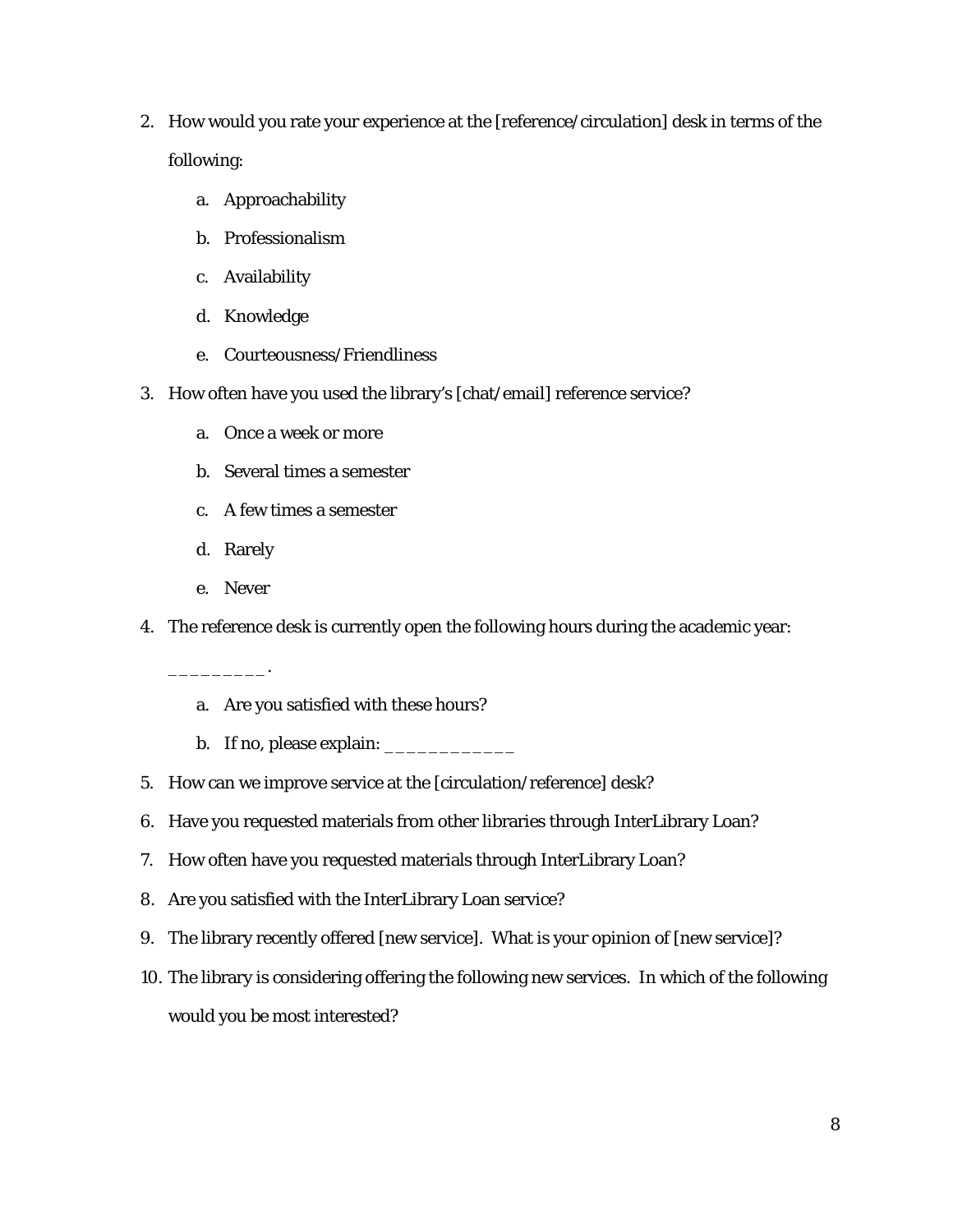2. How would you rate your experience at the [reference/circulation] desk in terms of the following:
    a. Approachability
    b. Professionalism
    c. Availability
    d. Knowledge
    e. Courteousness/Friendliness
3. How often have you used the library's [chat/email] reference service?
    a. Once a week or more
    b. Several times a semester
    c. A few times a semester
    d. Rarely
    e. Never
4. The reference desk is currently open the following hours during the academic year: _________.
    a. Are you satisfied with these hours?
    b. If no, please explain: ____________
5. How can we improve service at the [circulation/reference] desk?
6. Have you requested materials from other libraries through InterLibrary Loan?
7. How often have you requested materials through InterLibrary Loan?
8. Are you satisfied with the InterLibrary Loan service?
9. The library recently offered [new service]. What is your opinion of [new service]?
10. The library is considering offering the following new services. In which of the following would you be most interested?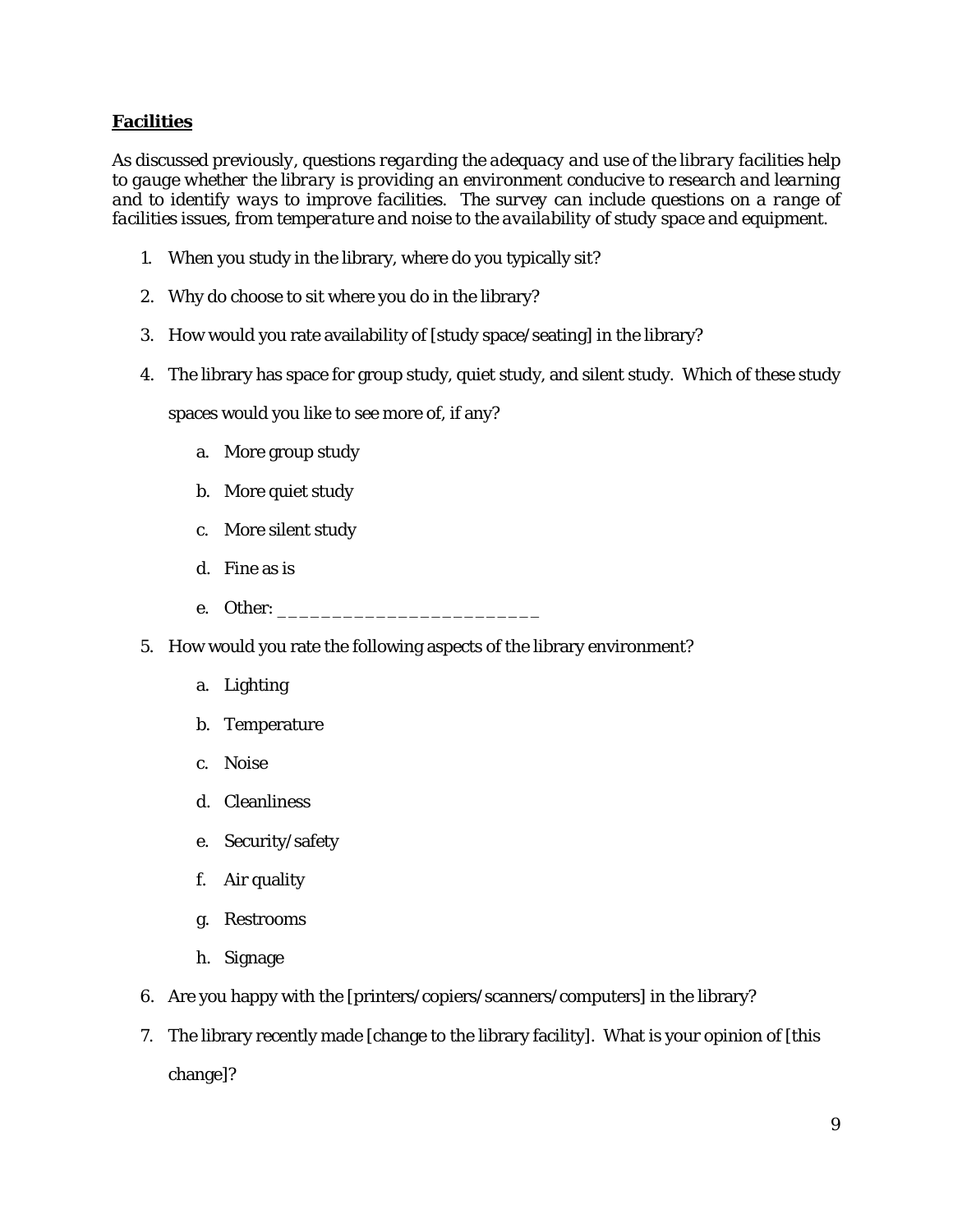**Facilities**

*As discussed previously, questions regarding the adequacy and use of the library facilities help to gauge whether the library is providing an environment conducive to research and learning and to identify ways to improve facilities. The survey can include questions on a range of facilities issues, from temperature and noise to the availability of study space and equipment.*

1. When you study in the library, where do you typically sit?
2. Why do choose to sit where you do in the library?
3. How would you rate availability of [study space/seating] in the library?
4. The library has space for group study, quiet study, and silent study. Which of these study spaces would you like to see more of, if any?
   a. More group study
   b. More quiet study
   c. More silent study
   d. Fine as is
   e. Other: ________________________
5. How would you rate the following aspects of the library environment?
   a. Lighting
   b. Temperature
   c. Noise
   d. Cleanliness
   e. Security/safety
   f. Air quality
   g. Restrooms
   h. Signage
6. Are you happy with the [printers/copiers/scanners/computers] in the library?
7. The library recently made [change to the library facility]. What is your opinion of [this change]?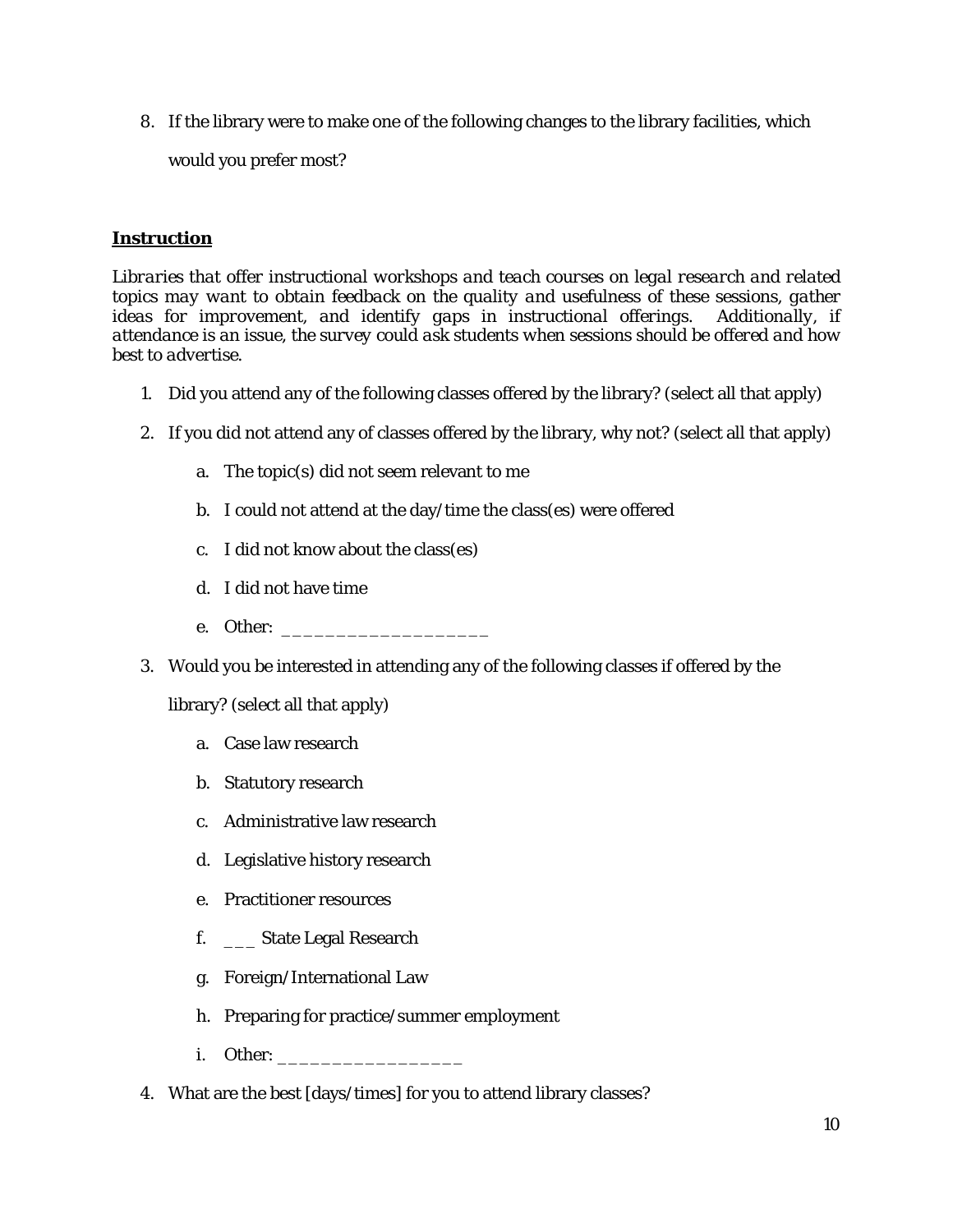8. If the library were to make one of the following changes to the library facilities, which would you prefer most?

**Instruction**

*Libraries that offer instructional workshops and teach courses on legal research and related topics may want to obtain feedback on the quality and usefulness of these sessions, gather ideas for improvement, and identify gaps in instructional offerings. Additionally, if attendance is an issue, the survey could ask students when sessions should be offered and how best to advertise.*

1. Did you attend any of the following classes offered by the library? (select all that apply)
2. If you did not attend any of classes offered by the library, why not? (select all that apply)
    a. The topic(s) did not seem relevant to me
    b. I could not attend at the day/time the class(es) were offered
    c. I did not know about the class(es)
    d. I did not have time
    e. Other: ___________________
3. Would you be interested in attending any of the following classes if offered by the library? (select all that apply)
    a. Case law research
    b. Statutory research
    c. Administrative law research
    d. Legislative history research
    e. Practitioner resources
    f. ___ State Legal Research
    g. Foreign/International Law
    h. Preparing for practice/summer employment
    i. Other: _________________
4. What are the best [days/times] for you to attend library classes?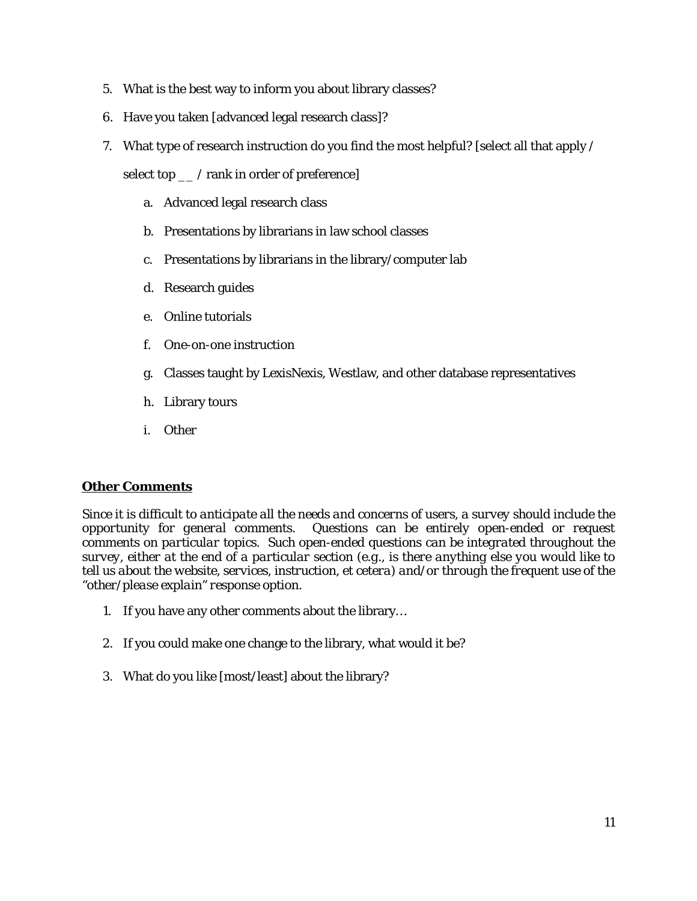5. What is the best way to inform you about library classes?

6. Have you taken [advanced legal research class]?

7. What type of research instruction do you find the most helpful? [select all that apply / select top __ / rank in order of preference]

   a. Advanced legal research class

   b. Presentations by librarians in law school classes

   c. Presentations by librarians in the library/computer lab

   d. Research guides

   e. Online tutorials

   f. One-on-one instruction

   g. Classes taught by LexisNexis, Westlaw, and other database representatives

   h. Library tours

   i. Other

**<u>Other Comments</u>**

*Since it is difficult to anticipate all the needs and concerns of users, a survey should include the opportunity for general comments. Questions can be entirely open-ended or request comments on particular topics. Such open-ended questions can be integrated throughout the survey, either at the end of a particular section (e.g., is there anything else you would like to tell us about the website, services, instruction, et cetera) and/or through the frequent use of the "other/please explain" response option.*

1. If you have any other comments about the library…

2. If you could make one change to the library, what would it be?

3. What do you like [most/least] about the library?